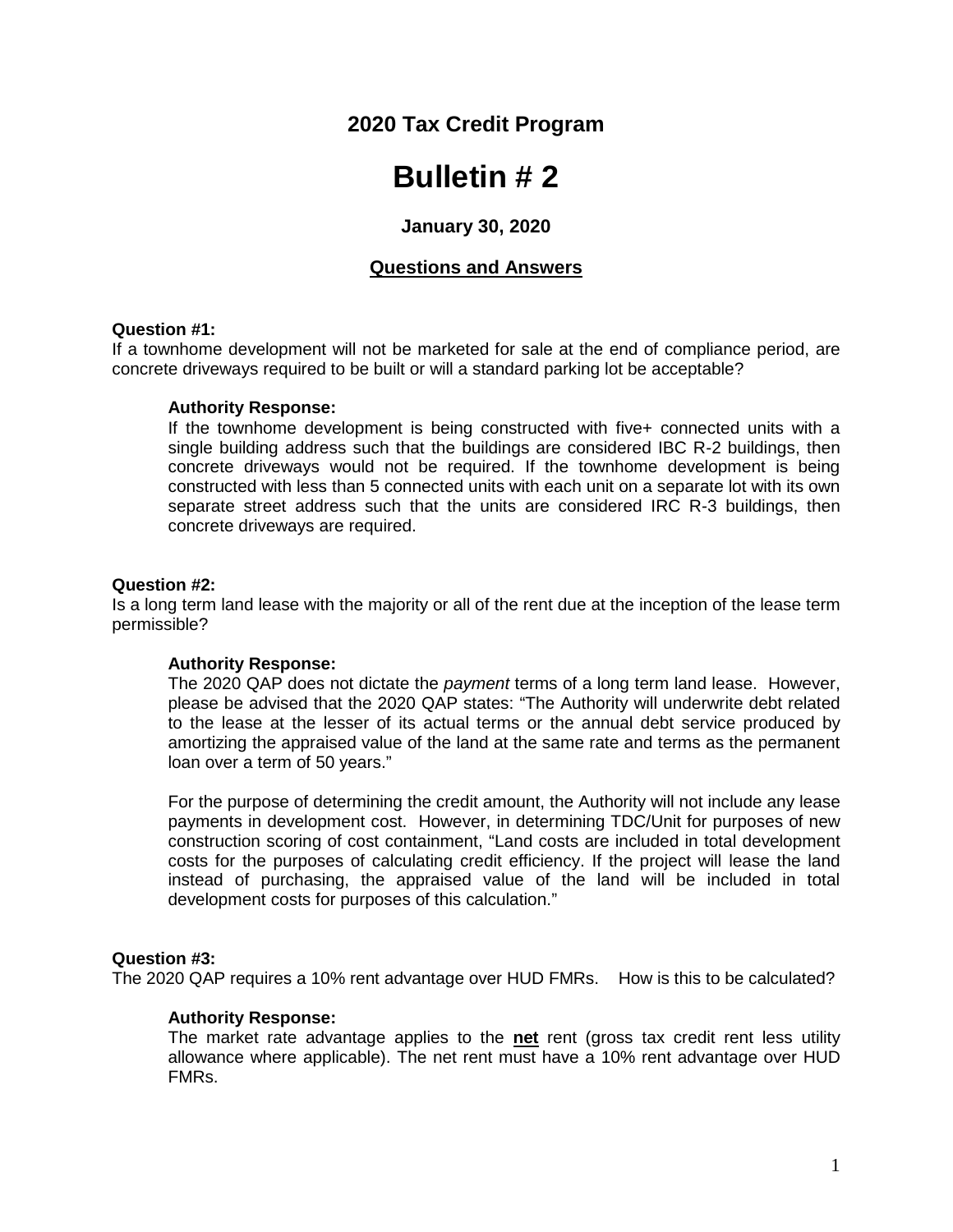## 2020 Tax Credit Program

# Bulletin # 2

### January 30, 2020

### Questions and Answers

**Question #1:**
If a townhome development will not be marketed for sale at the end of compliance period, are concrete driveways required to be built or will a standard parking lot be acceptable?

**Authority Response:**
If the townhome development is being constructed with five+ connected units with a single building address such that the buildings are considered IBC R-2 buildings, then concrete driveways would not be required. If the townhome development is being constructed with less than 5 connected units with each unit on a separate lot with its own separate street address such that the units are considered IRC R-3 buildings, then concrete driveways are required.

**Question #2:**
Is a long term land lease with the majority or all of the rent due at the inception of the lease term permissible?

**Authority Response:**
The 2020 QAP does not dictate the *payment* terms of a long term land lease. However, please be advised that the 2020 QAP states: "The Authority will underwrite debt related to the lease at the lesser of its actual terms or the annual debt service produced by amortizing the appraised value of the land at the same rate and terms as the permanent loan over a term of 50 years."

For the purpose of determining the credit amount, the Authority will not include any lease payments in development cost. However, in determining TDC/Unit for purposes of new construction scoring of cost containment, "Land costs are included in total development costs for the purposes of calculating credit efficiency. If the project will lease the land instead of purchasing, the appraised value of the land will be included in total development costs for purposes of this calculation."

**Question #3:**
The 2020 QAP requires a 10% rent advantage over HUD FMRs. How is this to be calculated?

**Authority Response:**
The market rate advantage applies to the **net** rent (gross tax credit rent less utility allowance where applicable). The net rent must have a 10% rent advantage over HUD FMRs.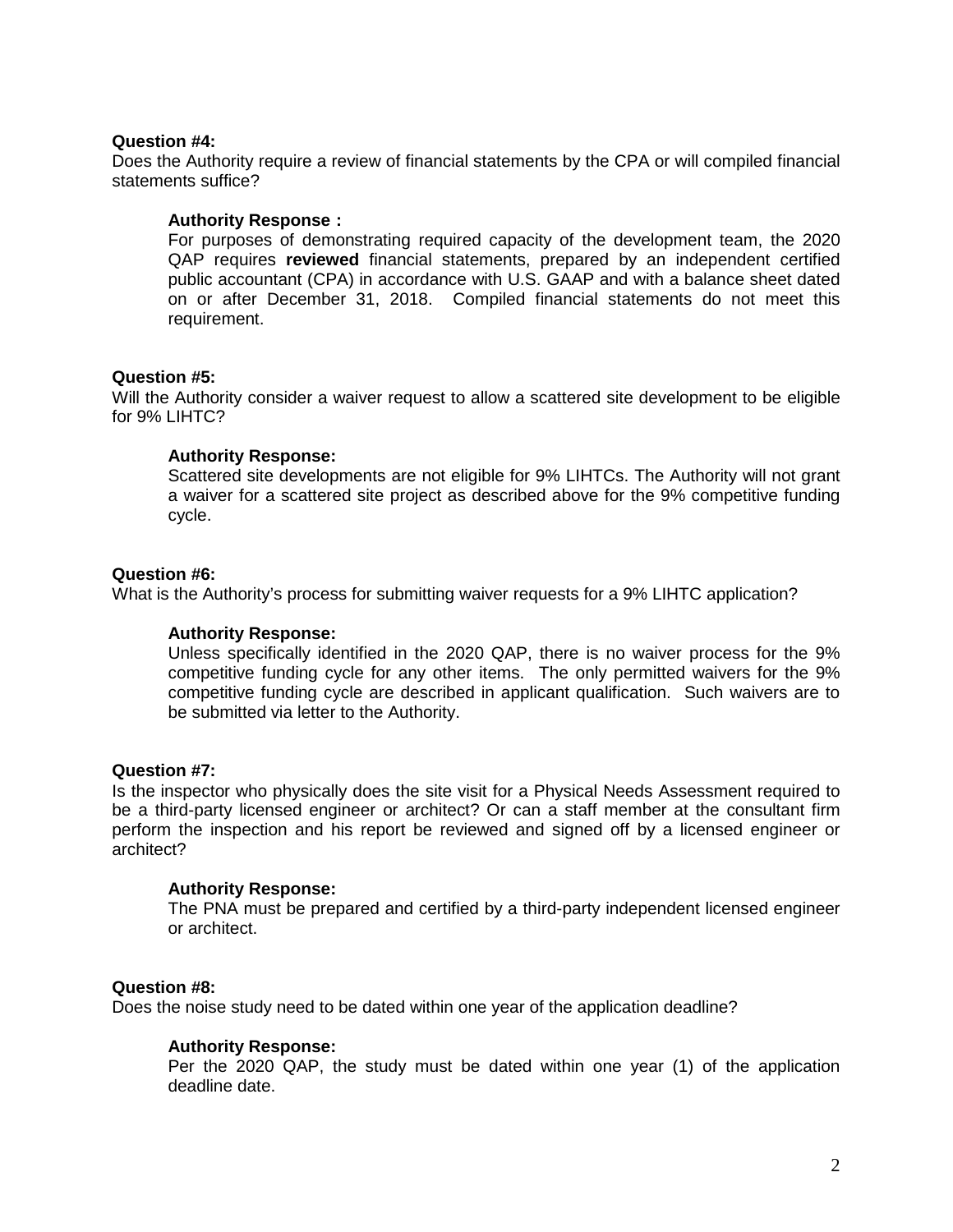**Question #4:**
Does the Authority require a review of financial statements by the CPA or will compiled financial statements suffice?

> **Authority Response :**
> For purposes of demonstrating required capacity of the development team, the 2020 QAP requires **reviewed** financial statements, prepared by an independent certified public accountant (CPA) in accordance with U.S. GAAP and with a balance sheet dated on or after December 31, 2018. Compiled financial statements do not meet this requirement.

**Question #5:**
Will the Authority consider a waiver request to allow a scattered site development to be eligible for 9% LIHTC?

> **Authority Response:**
> Scattered site developments are not eligible for 9% LIHTCs. The Authority will not grant a waiver for a scattered site project as described above for the 9% competitive funding cycle.

**Question #6:**
What is the Authority's process for submitting waiver requests for a 9% LIHTC application?

> **Authority Response:**
> Unless specifically identified in the 2020 QAP, there is no waiver process for the 9% competitive funding cycle for any other items. The only permitted waivers for the 9% competitive funding cycle are described in applicant qualification. Such waivers are to be submitted via letter to the Authority.

**Question #7:**
Is the inspector who physically does the site visit for a Physical Needs Assessment required to be a third-party licensed engineer or architect? Or can a staff member at the consultant firm perform the inspection and his report be reviewed and signed off by a licensed engineer or architect?

> **Authority Response:**
> The PNA must be prepared and certified by a third-party independent licensed engineer or architect.

**Question #8:**
Does the noise study need to be dated within one year of the application deadline?

> **Authority Response:**
> Per the 2020 QAP, the study must be dated within one year (1) of the application deadline date.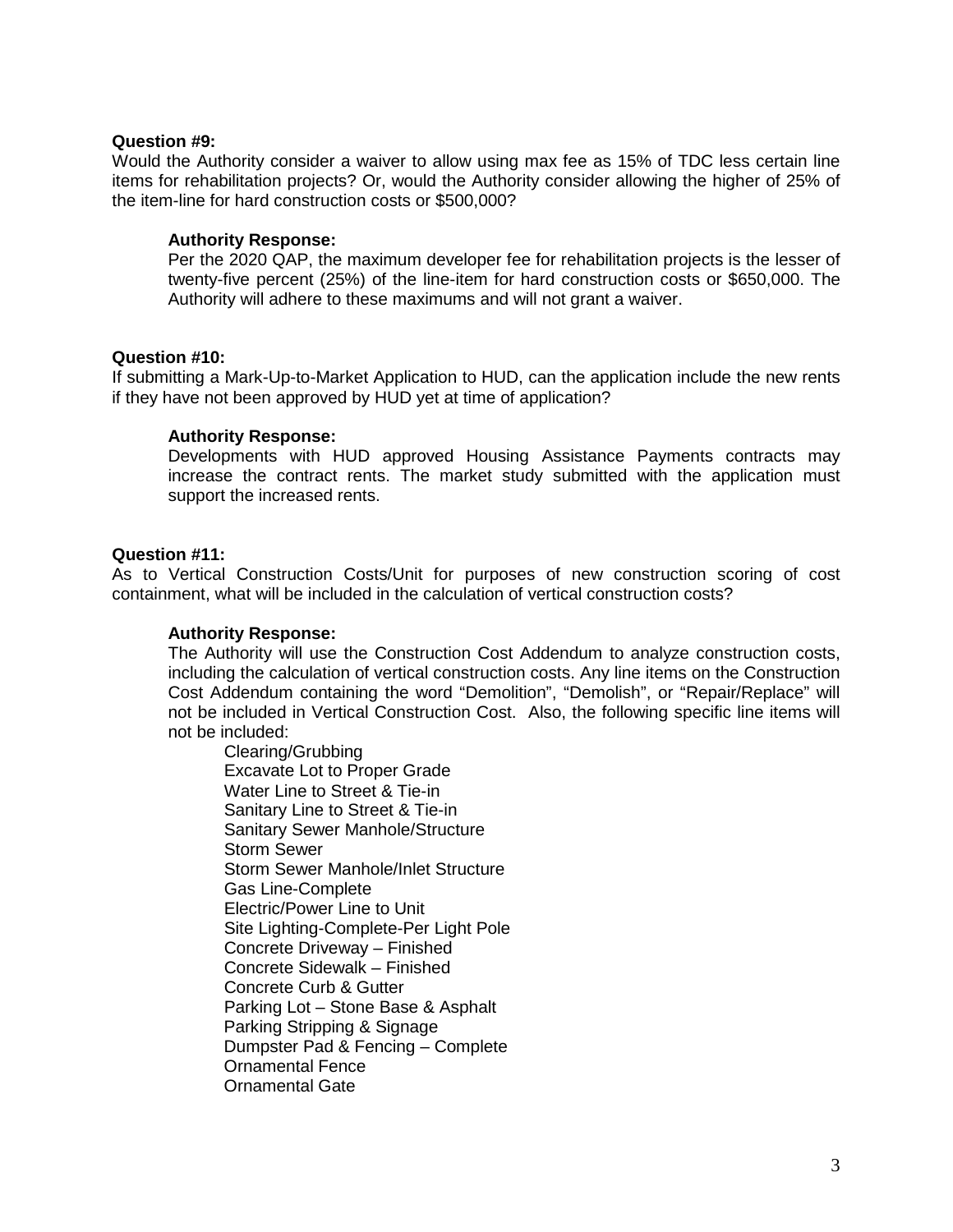**Question #9:**
Would the Authority consider a waiver to allow using max fee as 15% of TDC less certain line items for rehabilitation projects? Or, would the Authority consider allowing the higher of 25% of the item-line for hard construction costs or $500,000?

**Authority Response:**
Per the 2020 QAP, the maximum developer fee for rehabilitation projects is the lesser of twenty-five percent (25%) of the line-item for hard construction costs or $650,000. The Authority will adhere to these maximums and will not grant a waiver.

**Question #10:**
If submitting a Mark-Up-to-Market Application to HUD, can the application include the new rents if they have not been approved by HUD yet at time of application?

**Authority Response:**
Developments with HUD approved Housing Assistance Payments contracts may increase the contract rents. The market study submitted with the application must support the increased rents.

**Question #11:**
As to Vertical Construction Costs/Unit for purposes of new construction scoring of cost containment, what will be included in the calculation of vertical construction costs?

**Authority Response:**
The Authority will use the Construction Cost Addendum to analyze construction costs, including the calculation of vertical construction costs. Any line items on the Construction Cost Addendum containing the word "Demolition", "Demolish", or "Repair/Replace" will not be included in Vertical Construction Cost. Also, the following specific line items will not be included:

- Clearing/Grubbing
- Excavate Lot to Proper Grade
- Water Line to Street & Tie-in
- Sanitary Line to Street & Tie-in
- Sanitary Sewer Manhole/Structure
- Storm Sewer
- Storm Sewer Manhole/Inlet Structure
- Gas Line-Complete
- Electric/Power Line to Unit
- Site Lighting-Complete-Per Light Pole
- Concrete Driveway – Finished
- Concrete Sidewalk – Finished
- Concrete Curb & Gutter
- Parking Lot – Stone Base & Asphalt
- Parking Stripping & Signage
- Dumpster Pad & Fencing – Complete
- Ornamental Fence
- Ornamental Gate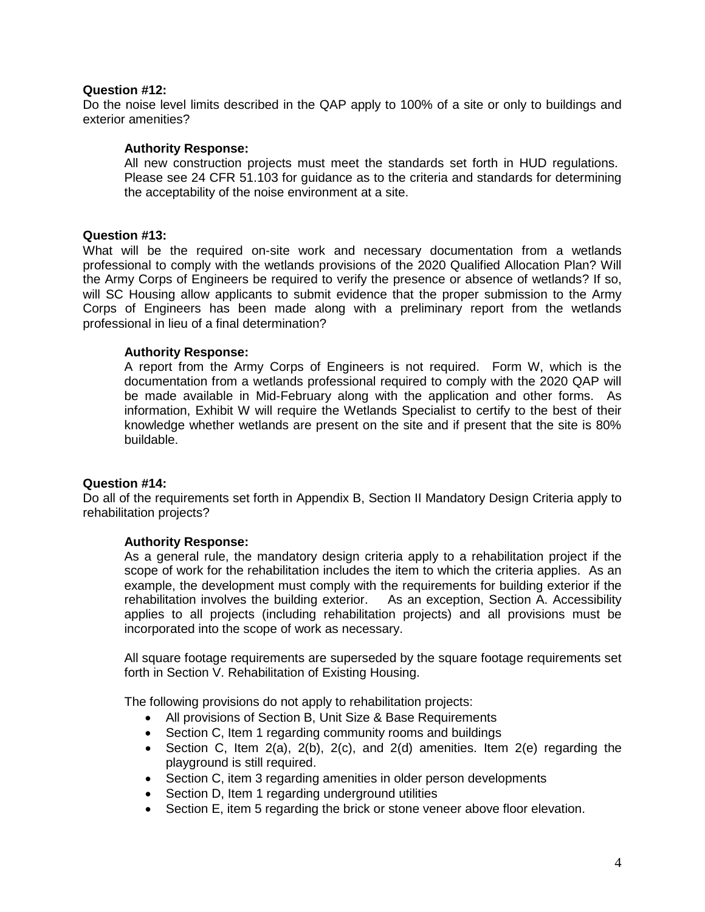**Question #12:**
Do the noise level limits described in the QAP apply to 100% of a site or only to buildings and exterior amenities?

**Authority Response:**
All new construction projects must meet the standards set forth in HUD regulations. Please see 24 CFR 51.103 for guidance as to the criteria and standards for determining the acceptability of the noise environment at a site.

**Question #13:**
What will be the required on-site work and necessary documentation from a wetlands professional to comply with the wetlands provisions of the 2020 Qualified Allocation Plan? Will the Army Corps of Engineers be required to verify the presence or absence of wetlands? If so, will SC Housing allow applicants to submit evidence that the proper submission to the Army Corps of Engineers has been made along with a preliminary report from the wetlands professional in lieu of a final determination?

**Authority Response:**
A report from the Army Corps of Engineers is not required. Form W, which is the documentation from a wetlands professional required to comply with the 2020 QAP will be made available in Mid-February along with the application and other forms. As information, Exhibit W will require the Wetlands Specialist to certify to the best of their knowledge whether wetlands are present on the site and if present that the site is 80% buildable.

**Question #14:**
Do all of the requirements set forth in Appendix B, Section II Mandatory Design Criteria apply to rehabilitation projects?

**Authority Response:**
As a general rule, the mandatory design criteria apply to a rehabilitation project if the scope of work for the rehabilitation includes the item to which the criteria applies. As an example, the development must comply with the requirements for building exterior if the rehabilitation involves the building exterior. As an exception, Section A. Accessibility applies to all projects (including rehabilitation projects) and all provisions must be incorporated into the scope of work as necessary.

All square footage requirements are superseded by the square footage requirements set forth in Section V. Rehabilitation of Existing Housing.

The following provisions do not apply to rehabilitation projects:

- All provisions of Section B, Unit Size & Base Requirements
- Section C, Item 1 regarding community rooms and buildings
- Section C, Item 2(a), 2(b), 2(c), and 2(d) amenities. Item 2(e) regarding the playground is still required.
- Section C, item 3 regarding amenities in older person developments
- Section D, Item 1 regarding underground utilities
- Section E, item 5 regarding the brick or stone veneer above floor elevation.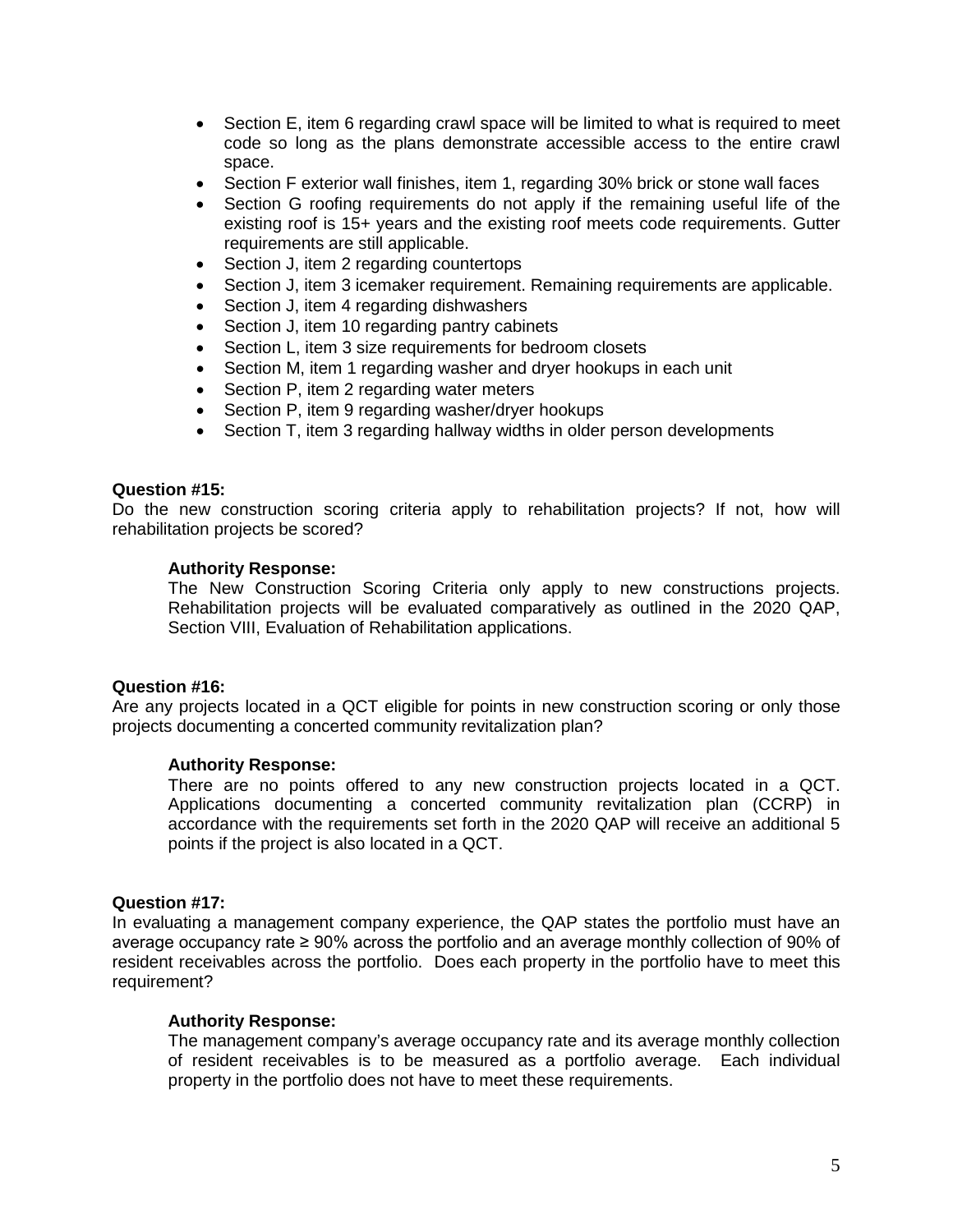- Section E, item 6 regarding crawl space will be limited to what is required to meet code so long as the plans demonstrate accessible access to the entire crawl space.
- Section F exterior wall finishes, item 1, regarding 30% brick or stone wall faces
- Section G roofing requirements do not apply if the remaining useful life of the existing roof is 15+ years and the existing roof meets code requirements. Gutter requirements are still applicable.
- Section J, item 2 regarding countertops
- Section J, item 3 icemaker requirement. Remaining requirements are applicable.
- Section J, item 4 regarding dishwashers
- Section J, item 10 regarding pantry cabinets
- Section L, item 3 size requirements for bedroom closets
- Section M, item 1 regarding washer and dryer hookups in each unit
- Section P, item 2 regarding water meters
- Section P, item 9 regarding washer/dryer hookups
- Section T, item 3 regarding hallway widths in older person developments

**Question #15:**
Do the new construction scoring criteria apply to rehabilitation projects? If not, how will rehabilitation projects be scored?

**Authority Response:**
The New Construction Scoring Criteria only apply to new constructions projects. Rehabilitation projects will be evaluated comparatively as outlined in the 2020 QAP, Section VIII, Evaluation of Rehabilitation applications.

**Question #16:**
Are any projects located in a QCT eligible for points in new construction scoring or only those projects documenting a concerted community revitalization plan?

**Authority Response:**
There are no points offered to any new construction projects located in a QCT. Applications documenting a concerted community revitalization plan (CCRP) in accordance with the requirements set forth in the 2020 QAP will receive an additional 5 points if the project is also located in a QCT.

**Question #17:**
In evaluating a management company experience, the QAP states the portfolio must have an average occupancy rate ≥ 90% across the portfolio and an average monthly collection of 90% of resident receivables across the portfolio. Does each property in the portfolio have to meet this requirement?

**Authority Response:**
The management company's average occupancy rate and its average monthly collection of resident receivables is to be measured as a portfolio average. Each individual property in the portfolio does not have to meet these requirements.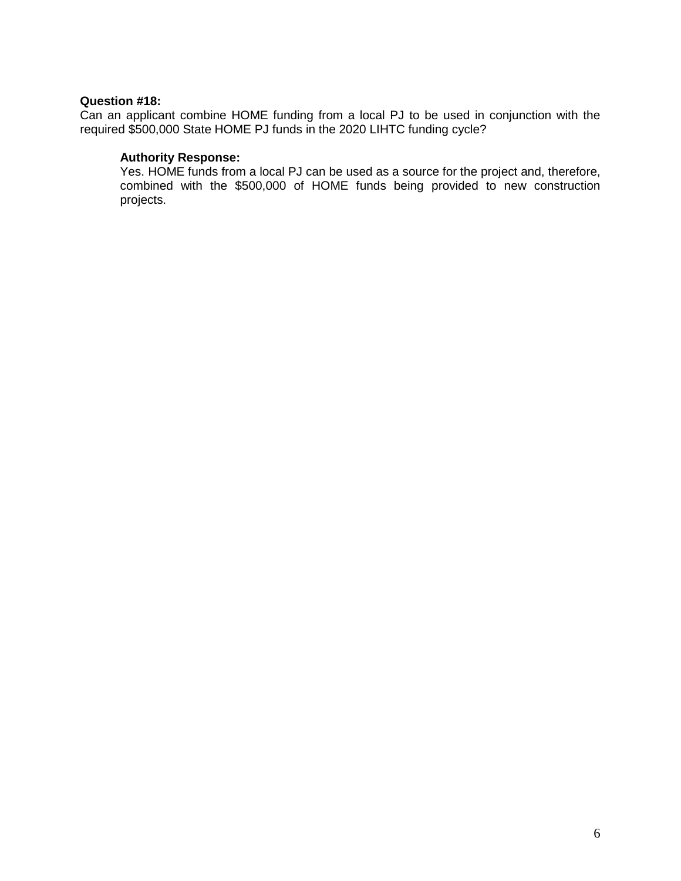**Question #18:**
Can an applicant combine HOME funding from a local PJ to be used in conjunction with the required $500,000 State HOME PJ funds in the 2020 LIHTC funding cycle?

**Authority Response:**
Yes. HOME funds from a local PJ can be used as a source for the project and, therefore, combined with the $500,000 of HOME funds being provided to new construction projects.